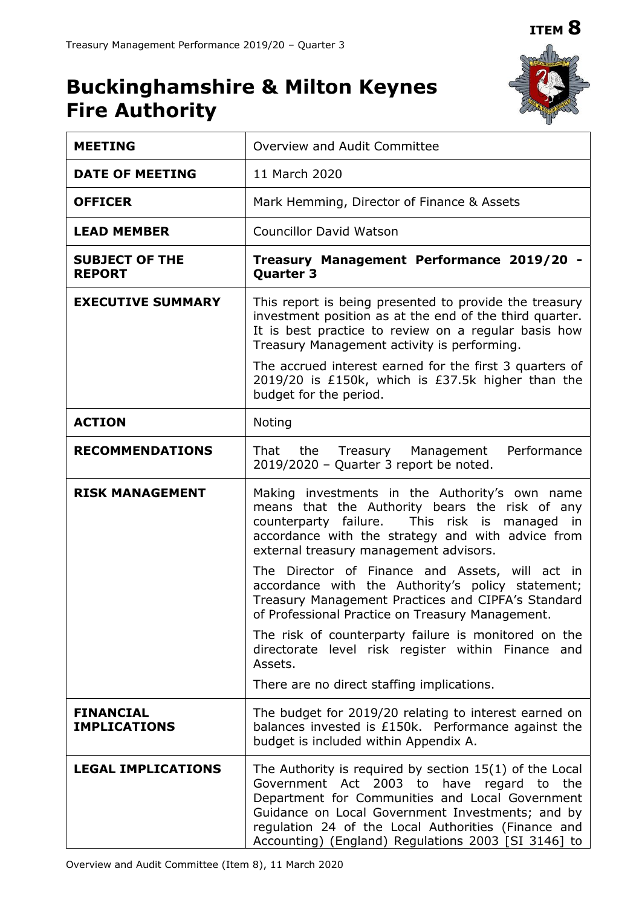**ITEM 8**

# Buckinghamshire & Milton Keynes Fire Authority

| | |
|---|---|
| **MEETING** | Overview and Audit Committee |
| **DATE OF MEETING** | 11 March 2020 |
| **OFFICER** | Mark Hemming, Director of Finance & Assets |
| **LEAD MEMBER** | Councillor David Watson |
| **SUBJECT OF THE REPORT** | **Treasury Management Performance 2019/20 - Quarter 3** |
| **EXECUTIVE SUMMARY** | This report is being presented to provide the treasury investment position as at the end of the third quarter. It is best practice to review on a regular basis how Treasury Management activity is performing.<br><br>The accrued interest earned for the first 3 quarters of 2019/20 is £150k, which is £37.5k higher than the budget for the period. |
| **ACTION** | Noting |
| **RECOMMENDATIONS** | That the Treasury Management Performance 2019/2020 – Quarter 3 report be noted. |
| **RISK MANAGEMENT** | Making investments in the Authority's own name means that the Authority bears the risk of any counterparty failure. This risk is managed in accordance with the strategy and with advice from external treasury management advisors.<br><br>The Director of Finance and Assets, will act in accordance with the Authority's policy statement; Treasury Management Practices and CIPFA's Standard of Professional Practice on Treasury Management.<br><br>The risk of counterparty failure is monitored on the directorate level risk register within Finance and Assets.<br><br>There are no direct staffing implications. |
| **FINANCIAL IMPLICATIONS** | The budget for 2019/20 relating to interest earned on balances invested is £150k. Performance against the budget is included within Appendix A. |
| **LEGAL IMPLICATIONS** | The Authority is required by section 15(1) of the Local Government Act 2003 to have regard to the Department for Communities and Local Government Guidance on Local Government Investments; and by regulation 24 of the Local Authorities (Finance and Accounting) (England) Regulations 2003 [SI 3146] to |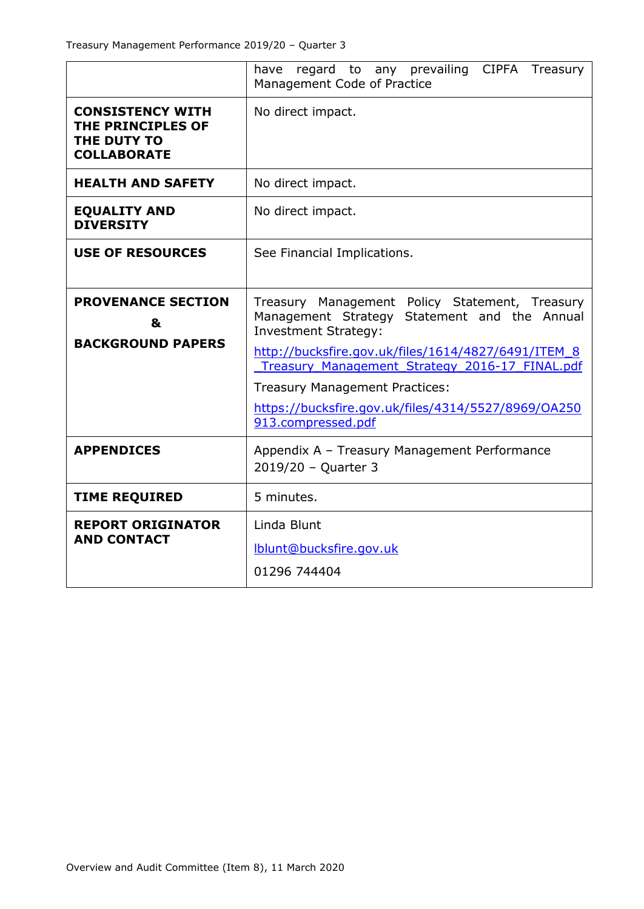| | |
|---|---|
| | have regard to any prevailing CIPFA Treasury Management Code of Practice |
| **CONSISTENCY WITH THE PRINCIPLES OF THE DUTY TO COLLABORATE** | No direct impact. |
| **HEALTH AND SAFETY** | No direct impact. |
| **EQUALITY AND DIVERSITY** | No direct impact. |
| **USE OF RESOURCES** | See Financial Implications. |
| **PROVENANCE SECTION & BACKGROUND PAPERS** | Treasury Management Policy Statement, Treasury Management Strategy Statement and the Annual Investment Strategy: http://bucksfire.gov.uk/files/1614/4827/6491/ITEM_8_Treasury_Management_Strategy_2016-17_FINAL.pdf Treasury Management Practices: https://bucksfire.gov.uk/files/4314/5527/8969/OA250913.compressed.pdf |
| **APPENDICES** | Appendix A – Treasury Management Performance 2019/20 – Quarter 3 |
| **TIME REQUIRED** | 5 minutes. |
| **REPORT ORIGINATOR AND CONTACT** | Linda Blunt lblunt@bucksfire.gov.uk 01296 744404 |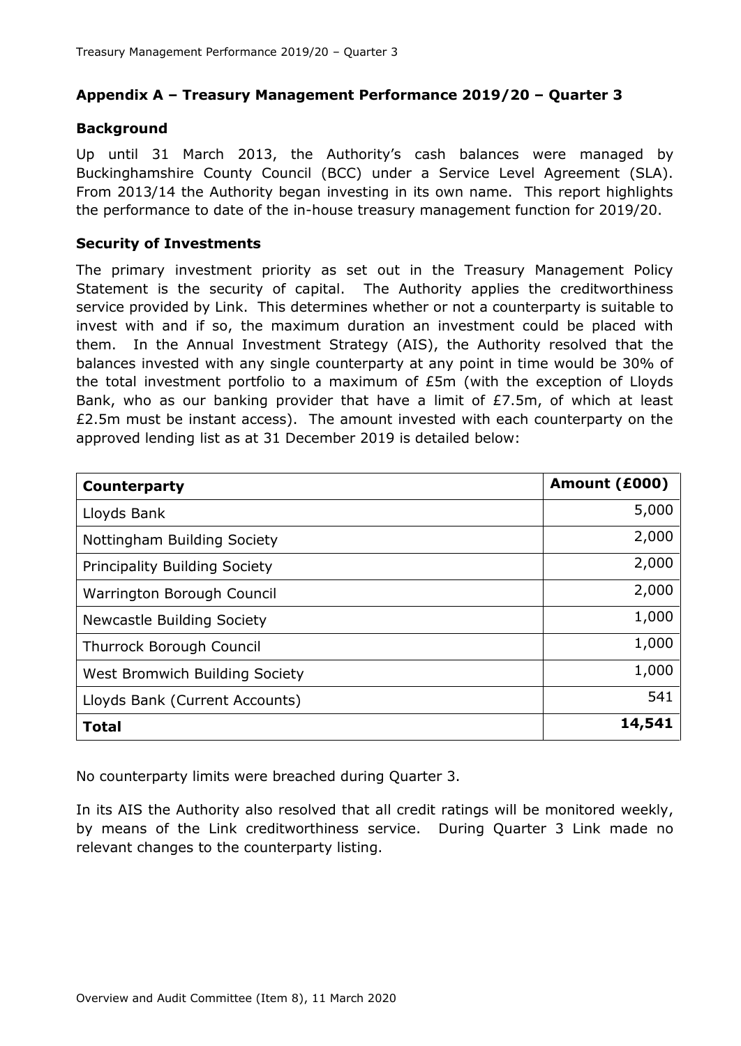## Appendix A – Treasury Management Performance 2019/20 – Quarter 3

### Background

Up until 31 March 2013, the Authority's cash balances were managed by Buckinghamshire County Council (BCC) under a Service Level Agreement (SLA). From 2013/14 the Authority began investing in its own name. This report highlights the performance to date of the in-house treasury management function for 2019/20.

### Security of Investments

The primary investment priority as set out in the Treasury Management Policy Statement is the security of capital. The Authority applies the creditworthiness service provided by Link. This determines whether or not a counterparty is suitable to invest with and if so, the maximum duration an investment could be placed with them. In the Annual Investment Strategy (AIS), the Authority resolved that the balances invested with any single counterparty at any point in time would be 30% of the total investment portfolio to a maximum of £5m (with the exception of Lloyds Bank, who as our banking provider that have a limit of £7.5m, of which at least £2.5m must be instant access). The amount invested with each counterparty on the approved lending list as at 31 December 2019 is detailed below:

| Counterparty | Amount (£000) |
|---|---:|
| Lloyds Bank | 5,000 |
| Nottingham Building Society | 2,000 |
| Principality Building Society | 2,000 |
| Warrington Borough Council | 2,000 |
| Newcastle Building Society | 1,000 |
| Thurrock Borough Council | 1,000 |
| West Bromwich Building Society | 1,000 |
| Lloyds Bank (Current Accounts) | 541 |
| **Total** | **14,541** |

No counterparty limits were breached during Quarter 3.

In its AIS the Authority also resolved that all credit ratings will be monitored weekly, by means of the Link creditworthiness service. During Quarter 3 Link made no relevant changes to the counterparty listing.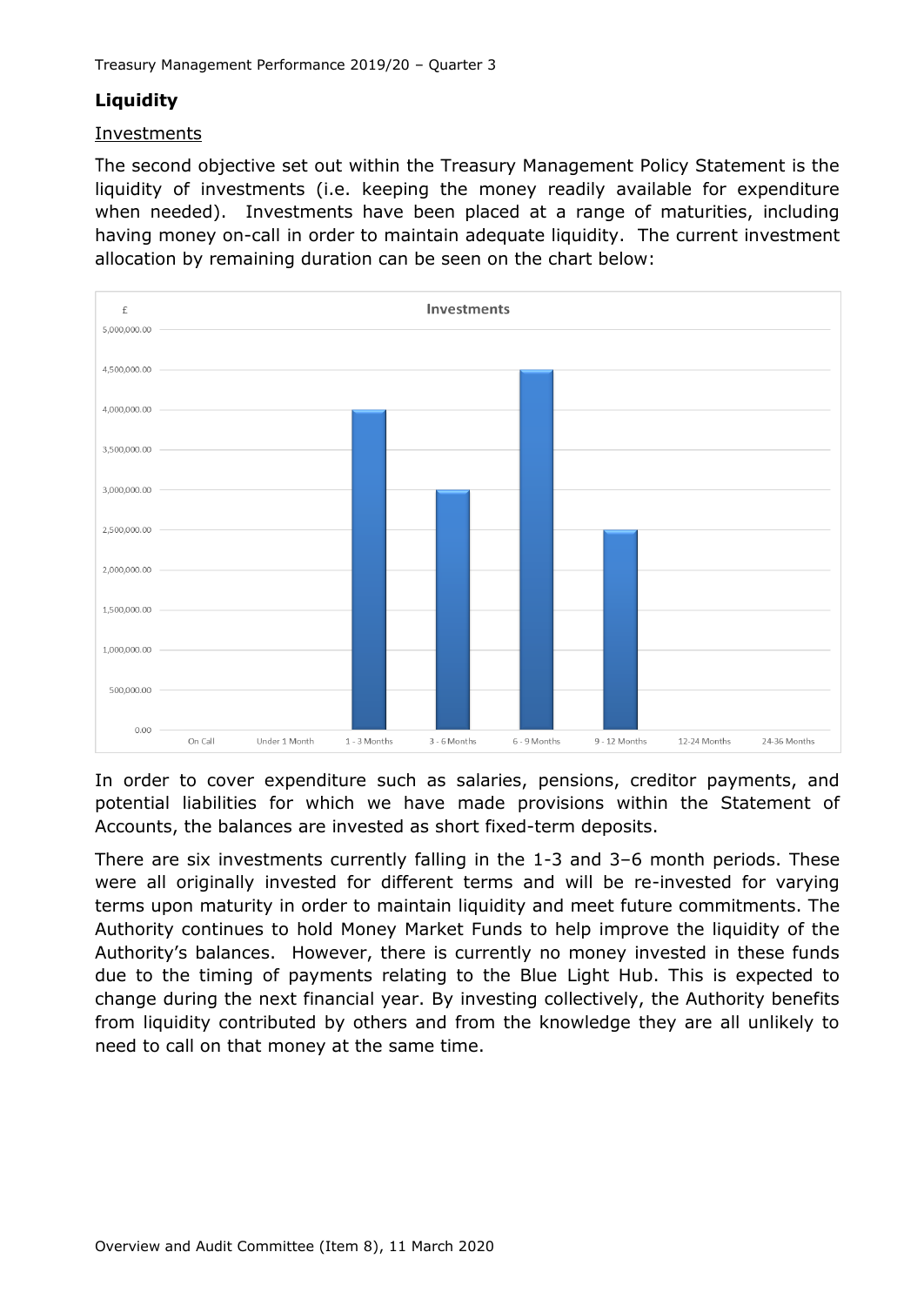## Liquidity

### Investments

The second objective set out within the Treasury Management Policy Statement is the liquidity of investments (i.e. keeping the money readily available for expenditure when needed). Investments have been placed at a range of maturities, including having money on-call in order to maintain adequate liquidity. The current investment allocation by remaining duration can be seen on the chart below:

**Investments**

| £ | On Call | Under 1 Month | 1 - 3 Months | 3 - 6 Months | 6 - 9 Months | 9 - 12 Months | 12-24 Months | 24-36 Months |
|---|---|---|---|---|---|---|---|---|
| Amount | 0.00 | 0.00 | 4,000,000.00 | 3,000,000.00 | 4,500,000.00 | 2,500,000.00 | 0.00 | 0.00 |

In order to cover expenditure such as salaries, pensions, creditor payments, and potential liabilities for which we have made provisions within the Statement of Accounts, the balances are invested as short fixed-term deposits.

There are six investments currently falling in the 1-3 and 3–6 month periods. These were all originally invested for different terms and will be re-invested for varying terms upon maturity in order to maintain liquidity and meet future commitments. The Authority continues to hold Money Market Funds to help improve the liquidity of the Authority's balances. However, there is currently no money invested in these funds due to the timing of payments relating to the Blue Light Hub. This is expected to change during the next financial year. By investing collectively, the Authority benefits from liquidity contributed by others and from the knowledge they are all unlikely to need to call on that money at the same time.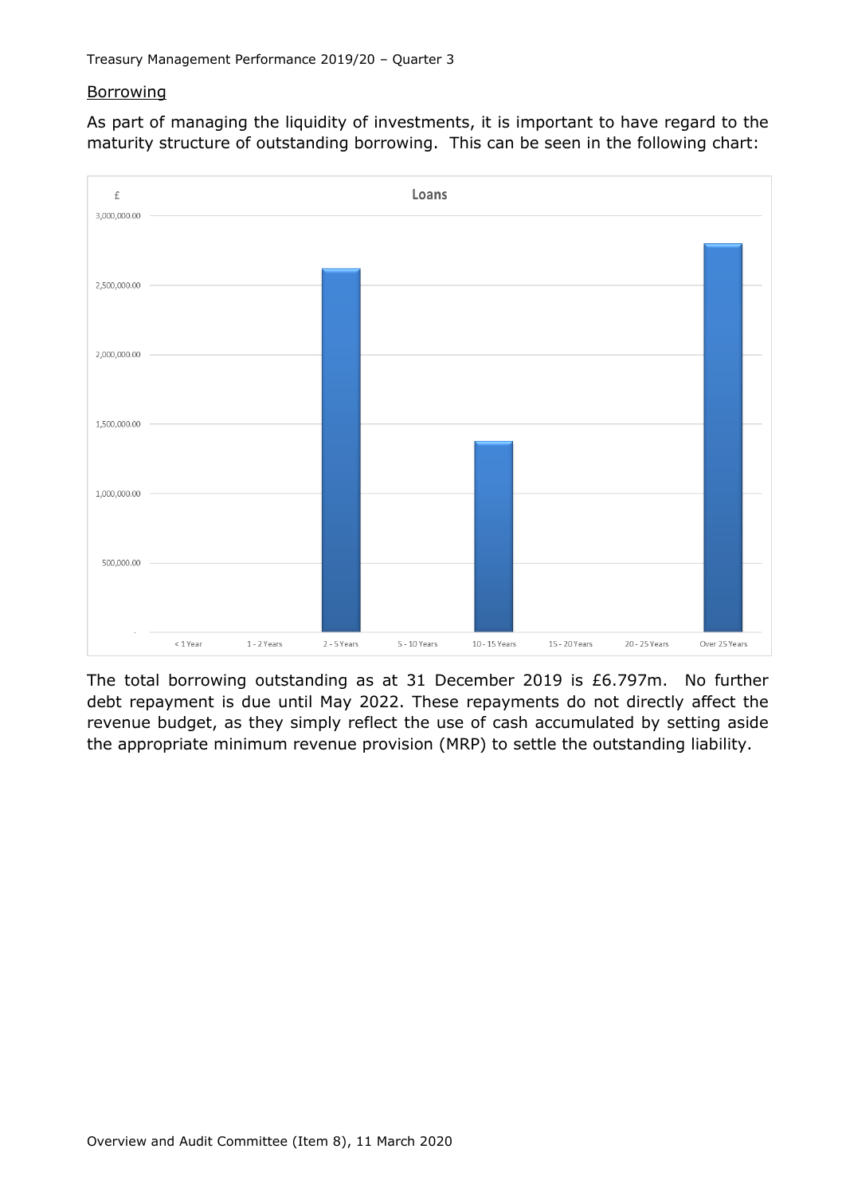## Borrowing

As part of managing the liquidity of investments, it is important to have regard to the maturity structure of outstanding borrowing. This can be seen in the following chart:

The total borrowing outstanding as at 31 December 2019 is £6.797m. No further debt repayment is due until May 2022. These repayments do not directly affect the revenue budget, as they simply reflect the use of cash accumulated by setting aside the appropriate minimum revenue provision (MRP) to settle the outstanding liability.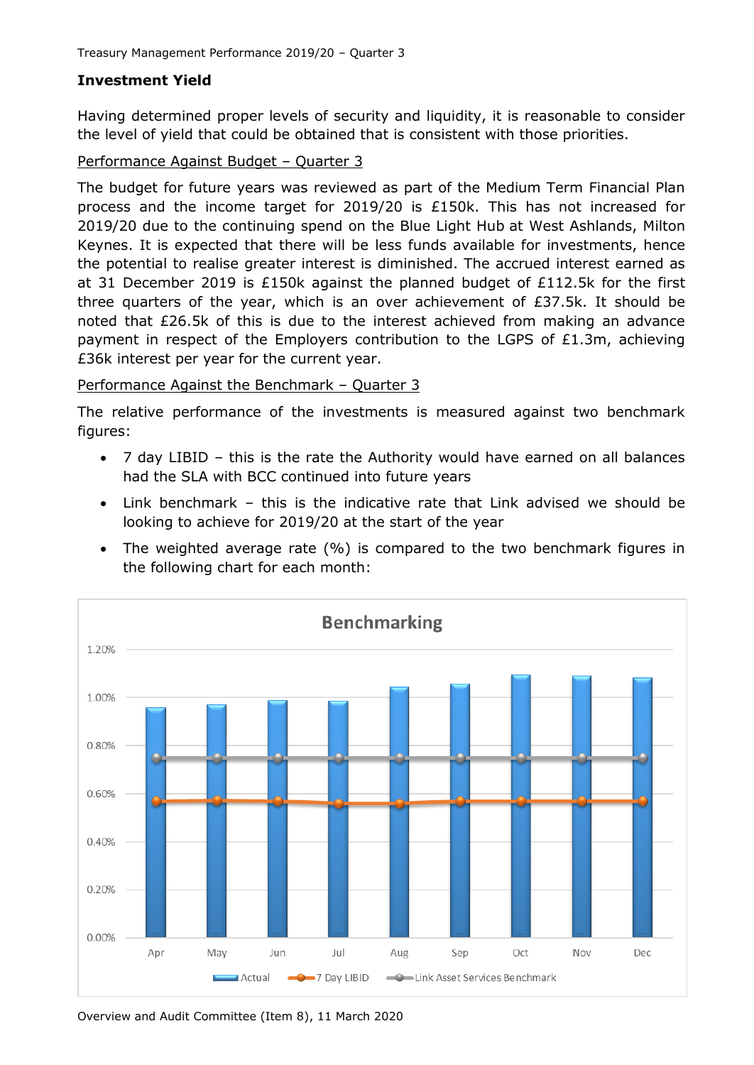## Investment Yield

Having determined proper levels of security and liquidity, it is reasonable to consider the level of yield that could be obtained that is consistent with those priorities.

Performance Against Budget – Quarter 3

The budget for future years was reviewed as part of the Medium Term Financial Plan process and the income target for 2019/20 is £150k. This has not increased for 2019/20 due to the continuing spend on the Blue Light Hub at West Ashlands, Milton Keynes. It is expected that there will be less funds available for investments, hence the potential to realise greater interest is diminished. The accrued interest earned as at 31 December 2019 is £150k against the planned budget of £112.5k for the first three quarters of the year, which is an over achievement of £37.5k. It should be noted that £26.5k of this is due to the interest achieved from making an advance payment in respect of the Employers contribution to the LGPS of £1.3m, achieving £36k interest per year for the current year.

Performance Against the Benchmark – Quarter 3

The relative performance of the investments is measured against two benchmark figures:

- 7 day LIBID – this is the rate the Authority would have earned on all balances had the SLA with BCC continued into future years
- Link benchmark – this is the indicative rate that Link advised we should be looking to achieve for 2019/20 at the start of the year
- The weighted average rate (%) is compared to the two benchmark figures in the following chart for each month:

**Benchmarking**

| Month | Actual | 7 Day LIBID | Link Asset Services Benchmark |
|---|---|---|---|
| Apr | ~0.96% | ~0.57% | ~0.75% |
| May | ~0.97% | ~0.57% | ~0.75% |
| Jun | ~0.99% | ~0.57% | ~0.75% |
| Jul | ~0.98% | ~0.56% | ~0.75% |
| Aug | ~1.04% | ~0.56% | ~0.75% |
| Sep | ~1.06% | ~0.57% | ~0.75% |
| Oct | ~1.09% | ~0.57% | ~0.75% |
| Nov | ~1.09% | ~0.57% | ~0.75% |
| Dec | ~1.08% | ~0.57% | ~0.75% |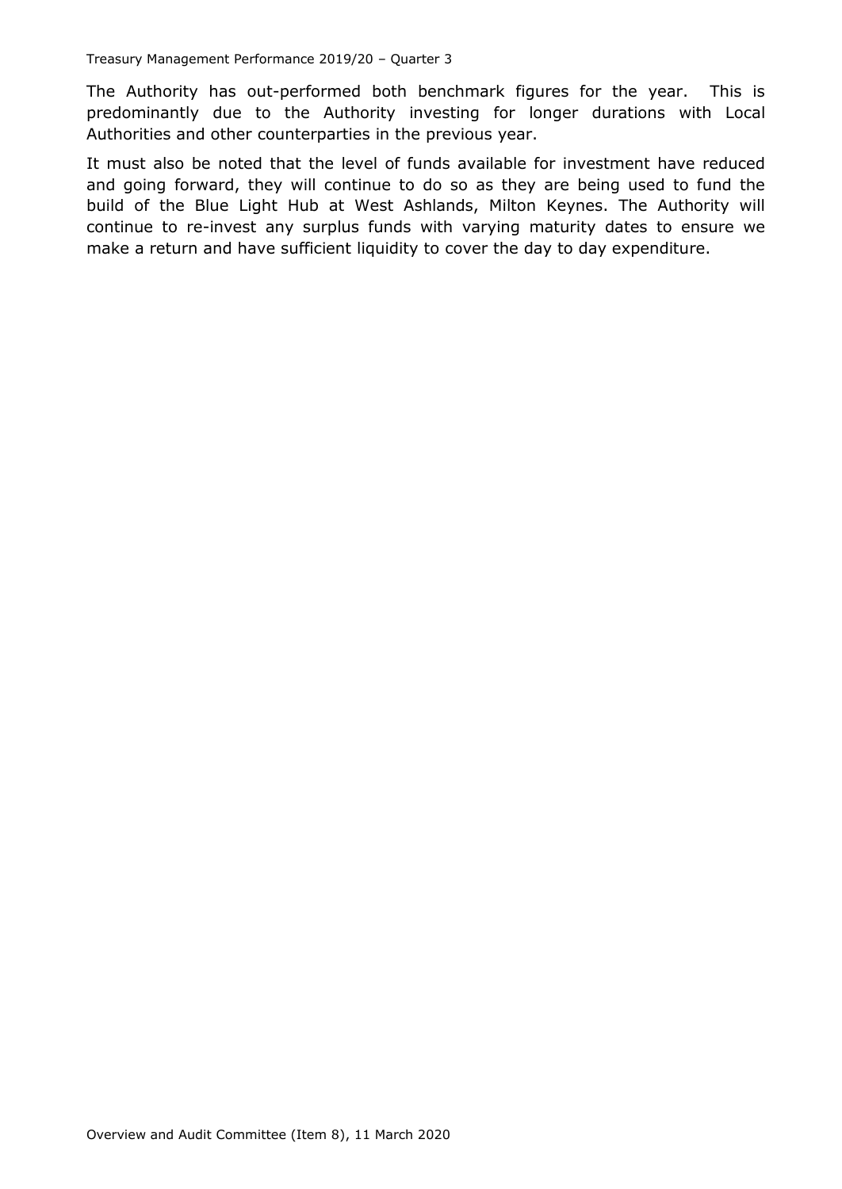The Authority has out-performed both benchmark figures for the year. This is predominantly due to the Authority investing for longer durations with Local Authorities and other counterparties in the previous year.

It must also be noted that the level of funds available for investment have reduced and going forward, they will continue to do so as they are being used to fund the build of the Blue Light Hub at West Ashlands, Milton Keynes. The Authority will continue to re-invest any surplus funds with varying maturity dates to ensure we make a return and have sufficient liquidity to cover the day to day expenditure.